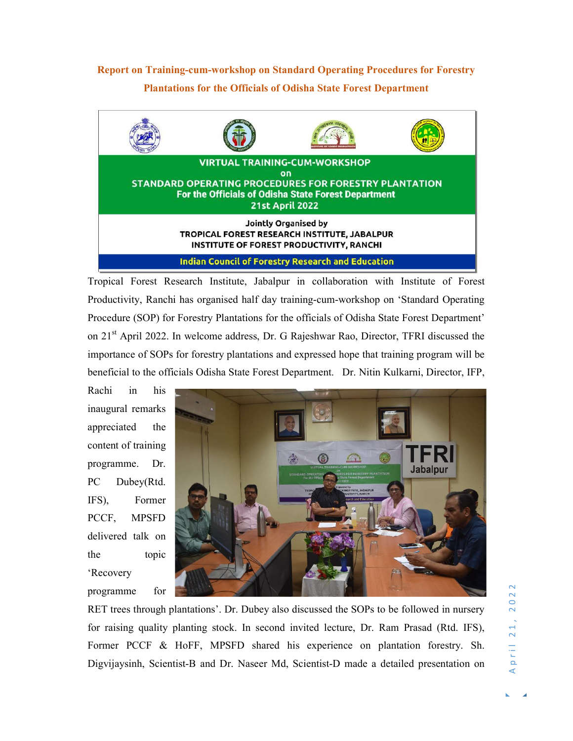**Report on Training-cum-workshop on Standard Operating Procedures for Forestry Plantations for the Officials of Odisha State Forest Department**

VIRTUAL TRAINING-CUM-WORKSHOP

on

STANDARD OPERATING PROCEDURES FOR FORESTRY PLANTATION

For the Officials of Odisha State Forest Department

21st April 2022

Jointly Organised by

TROPICAL FOREST RESEARCH INSTITUTE, JABALPUR

INSTITUTE OF FOREST PRODUCTIVITY, RANCHI

Indian Council of Forestry Research and Education

Tropical Forest Research Institute, Jabalpur in collaboration with Institute of Forest Productivity, Ranchi has organised half day training-cum-workshop on 'Standard Operating Procedure (SOP) for Forestry Plantations for the officials of Odisha State Forest Department' on 21st April 2022. In welcome address, Dr. G Rajeshwar Rao, Director, TFRI discussed the importance of SOPs for forestry plantations and expressed hope that training program will be beneficial to the officials Odisha State Forest Department. Dr. Nitin Kulkarni, Director, IFP, Rachi in his inaugural remarks appreciated the content of training programme. Dr. PC Dubey(Rtd. IFS), Former PCCF, MPSFD delivered talk on the topic 'Recovery programme for RET trees through plantations'. Dr. Dubey also discussed the SOPs to be followed in nursery for raising quality planting stock. In second invited lecture, Dr. Ram Prasad (Rtd. IFS), Former PCCF & HoFF, MPSFD shared his experience on plantation forestry. Sh. Digvijaysinh, Scientist-B and Dr. Naseer Md, Scientist-D made a detailed presentation on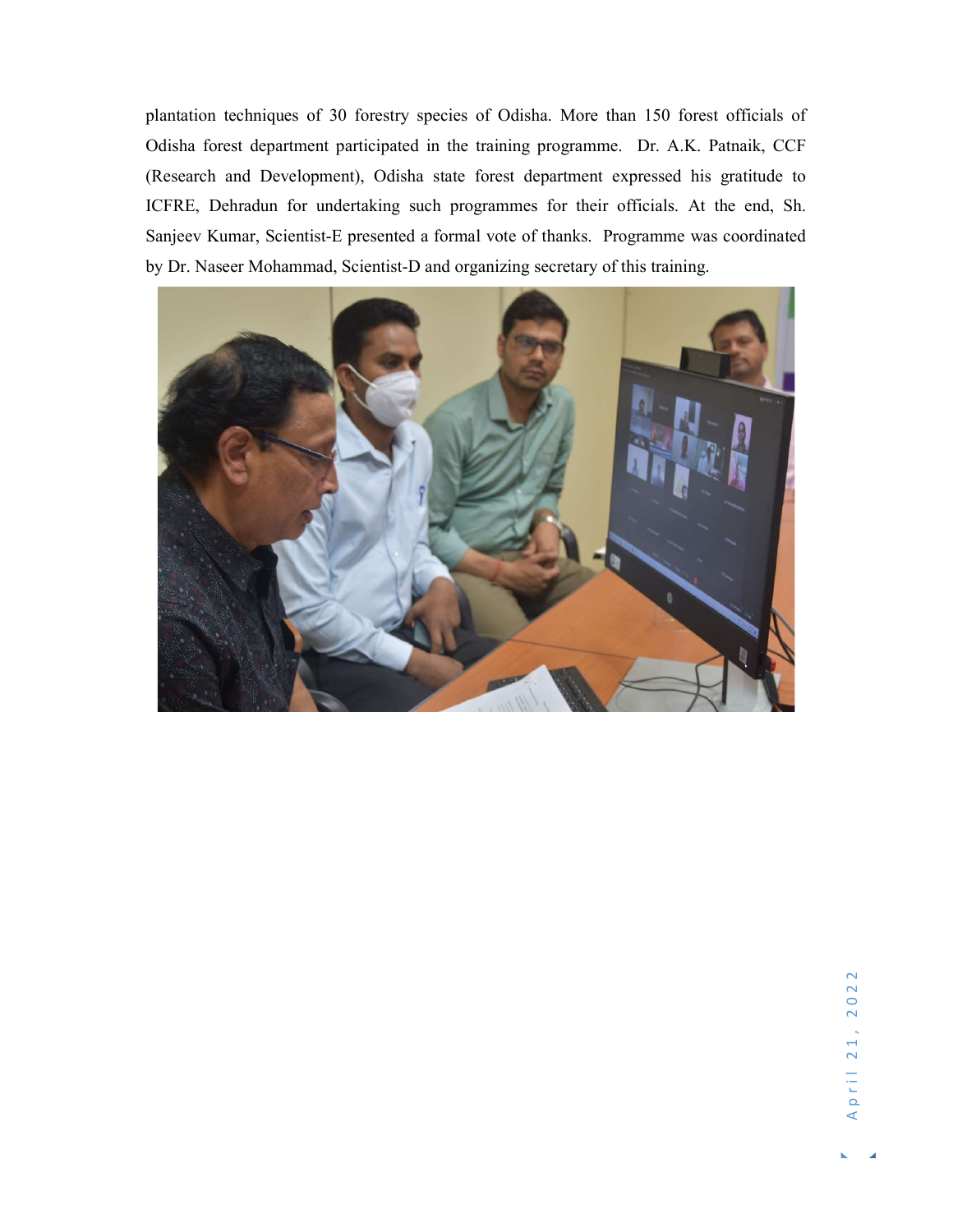plantation techniques of 30 forestry species of Odisha. More than 150 forest officials of Odisha forest department participated in the training programme. Dr. A.K. Patnaik, CCF (Research and Development), Odisha state forest department expressed his gratitude to ICFRE, Dehradun for undertaking such programmes for their officials. At the end, Sh. Sanjeev Kumar, Scientist-E presented a formal vote of thanks. Programme was coordinated by Dr. Naseer Mohammad, Scientist-D and organizing secretary of this training.